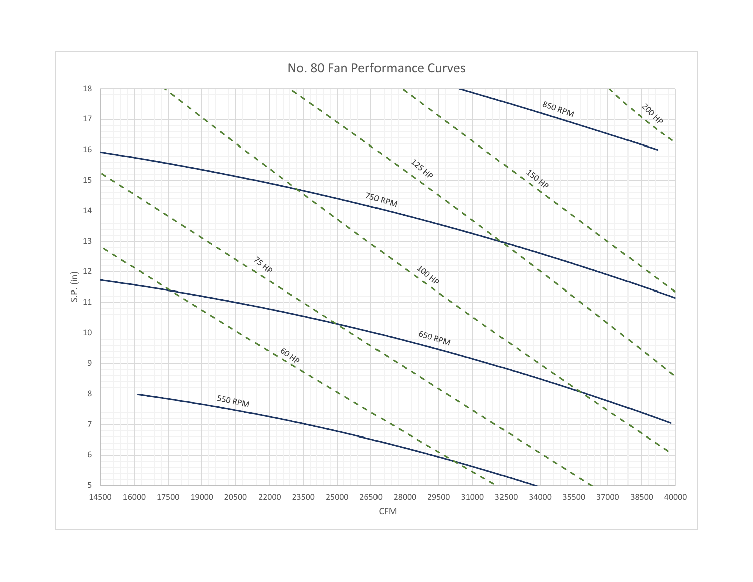# No. 80 Fan Performance Curves

S.P. (in)

CFM

850 RPM

750 RPM

650 RPM

550 RPM

60 HP

75 HP

100 HP

125 HP

150 HP

200 HP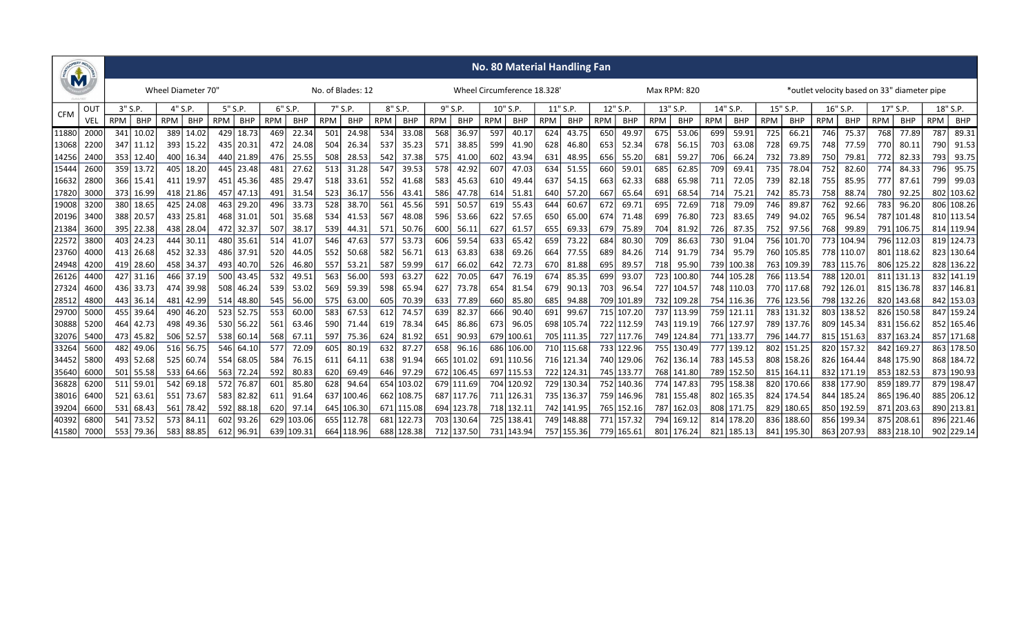# No. 80 Material Handling Fan

Wheel Diameter 70" | No. of Blades: 12 | Wheel Circumference 18.328' | Max RPM: 820 | *outlet velocity based on 33" diameter pipe

| CFM | OUT VEL | 3" S.P. | | 4" S.P. | | 5" S.P. | | 6" S.P. | | 7" S.P. | | 8" S.P. | | 9" S.P. | | 10" S.P. | | 11" S.P. | | 12" S.P. | | 13" S.P. | | 14" S.P. | | 15" S.P. | | 16" S.P. | | 17" S.P. | | 18" S.P. | |
|---|---|---|---|---|---|---|---|---|---|---|---|---|---|---|---|---|---|---|---|---|---|---|---|---|---|---|---|---|---|---|---|---|---|
| | | RPM | BHP | RPM | BHP | RPM | BHP | RPM | BHP | RPM | BHP | RPM | BHP | RPM | BHP | RPM | BHP | RPM | BHP | RPM | BHP | RPM | BHP | RPM | BHP | RPM | BHP | RPM | BHP | RPM | BHP | RPM | BHP |
| 11880 | 2000 | 341 | 10.02 | 389 | 14.02 | 429 | 18.73 | 469 | 22.34 | 501 | 24.98 | 534 | 33.08 | 568 | 36.97 | 597 | 40.17 | 624 | 43.75 | 650 | 49.97 | 675 | 53.06 | 699 | 59.91 | 725 | 66.21 | 746 | 75.37 | 768 | 77.89 | 787 | 89.31 |
| 13068 | 2200 | 347 | 11.12 | 393 | 15.22 | 435 | 20.31 | 472 | 24.08 | 504 | 26.34 | 537 | 35.23 | 571 | 38.85 | 599 | 41.90 | 628 | 46.80 | 653 | 52.34 | 678 | 56.15 | 703 | 63.08 | 728 | 69.75 | 748 | 77.59 | 770 | 80.11 | 790 | 91.53 |
| 14256 | 2400 | 353 | 12.40 | 400 | 16.34 | 440 | 21.89 | 476 | 25.55 | 508 | 28.53 | 542 | 37.38 | 575 | 41.00 | 602 | 43.94 | 631 | 48.95 | 656 | 55.20 | 681 | 59.27 | 706 | 66.24 | 732 | 73.89 | 750 | 79.81 | 772 | 82.33 | 793 | 93.75 |
| 15444 | 2600 | 359 | 13.72 | 405 | 18.20 | 445 | 23.48 | 481 | 27.62 | 513 | 31.28 | 547 | 39.53 | 578 | 42.92 | 607 | 47.03 | 634 | 51.55 | 660 | 59.01 | 685 | 62.85 | 709 | 69.41 | 735 | 78.04 | 752 | 82.60 | 774 | 84.33 | 796 | 95.75 |
| 16632 | 2800 | 366 | 15.41 | 411 | 19.97 | 451 | 45.36 | 485 | 29.47 | 518 | 33.61 | 552 | 41.68 | 583 | 45.63 | 610 | 49.44 | 637 | 54.15 | 663 | 62.33 | 688 | 65.98 | 711 | 72.05 | 739 | 82.18 | 755 | 85.95 | 777 | 87.61 | 799 | 99.03 |
| 17820 | 3000 | 373 | 16.99 | 418 | 21.86 | 457 | 47.13 | 491 | 31.54 | 523 | 36.17 | 556 | 43.41 | 586 | 47.78 | 614 | 51.81 | 640 | 57.20 | 667 | 65.64 | 691 | 68.54 | 714 | 75.21 | 742 | 85.73 | 758 | 88.74 | 780 | 92.25 | 802 | 103.62 |
| 19008 | 3200 | 380 | 18.65 | 425 | 24.08 | 463 | 29.20 | 496 | 33.73 | 528 | 38.70 | 561 | 45.56 | 591 | 50.57 | 619 | 55.43 | 644 | 60.67 | 672 | 69.71 | 695 | 72.69 | 718 | 79.09 | 746 | 89.87 | 762 | 92.66 | 783 | 96.20 | 806 | 108.26 |
| 20196 | 3400 | 388 | 20.57 | 433 | 25.81 | 468 | 31.01 | 501 | 35.68 | 534 | 41.53 | 567 | 48.08 | 596 | 53.66 | 622 | 57.65 | 650 | 65.00 | 674 | 71.48 | 699 | 76.80 | 723 | 83.65 | 749 | 94.02 | 765 | 96.54 | 787 | 101.48 | 810 | 113.54 |
| 21384 | 3600 | 395 | 22.38 | 438 | 28.04 | 472 | 32.37 | 507 | 38.17 | 539 | 44.31 | 571 | 50.76 | 600 | 56.11 | 627 | 61.57 | 655 | 69.33 | 679 | 75.89 | 704 | 81.92 | 726 | 87.35 | 752 | 97.56 | 768 | 99.89 | 791 | 106.75 | 814 | 119.94 |
| 22572 | 3800 | 403 | 24.23 | 444 | 30.11 | 480 | 35.61 | 514 | 41.07 | 546 | 47.63 | 577 | 53.73 | 606 | 59.54 | 633 | 65.42 | 659 | 73.22 | 684 | 80.30 | 709 | 86.63 | 730 | 91.04 | 756 | 101.70 | 773 | 104.94 | 796 | 112.03 | 819 | 124.73 |
| 23760 | 4000 | 413 | 26.68 | 452 | 32.33 | 486 | 37.91 | 520 | 44.05 | 552 | 50.68 | 582 | 56.71 | 613 | 63.83 | 638 | 69.26 | 664 | 77.55 | 689 | 84.26 | 714 | 91.79 | 734 | 95.79 | 760 | 105.85 | 778 | 110.07 | 801 | 118.62 | 823 | 130.64 |
| 24948 | 4200 | 419 | 28.60 | 458 | 34.37 | 493 | 40.70 | 526 | 46.80 | 557 | 53.21 | 587 | 59.99 | 617 | 66.02 | 642 | 72.73 | 670 | 81.88 | 695 | 89.57 | 718 | 95.90 | 739 | 100.38 | 763 | 109.39 | 783 | 115.76 | 806 | 125.22 | 828 | 136.22 |
| 26126 | 4400 | 427 | 31.16 | 466 | 37.19 | 500 | 43.45 | 532 | 49.51 | 563 | 56.00 | 593 | 63.27 | 622 | 70.05 | 647 | 76.19 | 674 | 85.35 | 699 | 93.07 | 723 | 100.80 | 744 | 105.28 | 766 | 113.54 | 788 | 120.01 | 811 | 131.13 | 832 | 141.19 |
| 27324 | 4600 | 436 | 33.73 | 474 | 39.98 | 508 | 46.24 | 539 | 53.02 | 569 | 59.39 | 598 | 65.94 | 627 | 73.78 | 654 | 81.54 | 679 | 90.13 | 703 | 96.54 | 727 | 104.57 | 748 | 110.03 | 770 | 117.68 | 792 | 126.01 | 815 | 136.78 | 837 | 146.81 |
| 28512 | 4800 | 443 | 36.14 | 481 | 42.99 | 514 | 48.80 | 545 | 56.00 | 575 | 63.00 | 605 | 70.39 | 633 | 77.89 | 660 | 85.80 | 685 | 94.88 | 709 | 101.89 | 732 | 109.28 | 754 | 116.36 | 776 | 123.56 | 798 | 132.26 | 820 | 143.68 | 842 | 153.03 |
| 29700 | 5000 | 455 | 39.64 | 490 | 46.20 | 523 | 52.75 | 553 | 60.00 | 583 | 67.53 | 612 | 74.57 | 639 | 82.37 | 666 | 90.40 | 691 | 99.67 | 715 | 107.20 | 737 | 113.99 | 759 | 121.11 | 783 | 131.32 | 803 | 138.52 | 826 | 150.58 | 847 | 159.24 |
| 30888 | 5200 | 464 | 42.73 | 498 | 49.36 | 530 | 56.22 | 561 | 63.46 | 590 | 71.44 | 619 | 78.34 | 645 | 86.86 | 673 | 96.05 | 698 | 105.74 | 722 | 112.59 | 743 | 119.19 | 766 | 127.97 | 789 | 137.76 | 809 | 145.34 | 831 | 156.62 | 852 | 165.46 |
| 32076 | 5400 | 473 | 45.82 | 506 | 52.57 | 538 | 60.14 | 568 | 67.11 | 597 | 75.36 | 624 | 81.92 | 651 | 90.93 | 679 | 100.61 | 705 | 111.35 | 727 | 117.76 | 749 | 124.84 | 771 | 133.77 | 796 | 144.77 | 815 | 151.63 | 837 | 163.24 | 857 | 171.68 |
| 33264 | 5600 | 482 | 49.06 | 516 | 56.75 | 546 | 64.10 | 577 | 72.09 | 605 | 80.19 | 632 | 87.27 | 658 | 96.16 | 686 | 106.00 | 710 | 115.68 | 733 | 122.96 | 755 | 130.49 | 777 | 139.12 | 802 | 151.25 | 820 | 157.32 | 842 | 169.27 | 863 | 178.50 |
| 34452 | 5800 | 493 | 52.68 | 525 | 60.74 | 554 | 68.05 | 584 | 76.15 | 611 | 64.11 | 638 | 91.94 | 665 | 101.02 | 691 | 110.56 | 716 | 121.34 | 740 | 129.06 | 762 | 136.14 | 783 | 145.53 | 808 | 158.26 | 826 | 164.44 | 848 | 175.90 | 868 | 184.72 |
| 35640 | 6000 | 501 | 55.58 | 533 | 64.66 | 563 | 72.24 | 592 | 80.83 | 620 | 69.49 | 646 | 97.29 | 672 | 106.45 | 697 | 115.53 | 722 | 124.31 | 745 | 133.77 | 768 | 141.80 | 789 | 152.50 | 815 | 164.11 | 832 | 171.19 | 853 | 182.53 | 873 | 190.93 |
| 36828 | 6200 | 511 | 59.01 | 542 | 69.18 | 572 | 76.87 | 601 | 85.80 | 628 | 94.64 | 654 | 103.02 | 679 | 111.69 | 704 | 120.92 | 729 | 130.34 | 752 | 140.36 | 774 | 147.83 | 795 | 158.38 | 820 | 170.66 | 838 | 177.90 | 859 | 189.77 | 879 | 198.47 |
| 38016 | 6400 | 521 | 63.61 | 551 | 73.67 | 583 | 82.82 | 611 | 91.64 | 637 | 100.46 | 662 | 108.75 | 687 | 117.76 | 711 | 126.31 | 735 | 136.37 | 759 | 146.96 | 781 | 155.48 | 802 | 165.35 | 824 | 174.54 | 844 | 185.24 | 865 | 196.40 | 885 | 206.12 |
| 39204 | 6600 | 531 | 68.43 | 561 | 78.42 | 592 | 88.18 | 620 | 97.14 | 645 | 106.30 | 671 | 115.08 | 694 | 123.78 | 718 | 132.11 | 742 | 141.95 | 765 | 152.16 | 787 | 162.03 | 808 | 171.75 | 829 | 180.65 | 850 | 192.59 | 871 | 203.63 | 890 | 213.81 |
| 40392 | 6800 | 541 | 73.52 | 573 | 84.11 | 602 | 93.26 | 629 | 103.06 | 655 | 112.78 | 681 | 122.73 | 703 | 130.64 | 725 | 138.41 | 749 | 148.88 | 771 | 157.32 | 794 | 169.12 | 814 | 178.20 | 836 | 188.60 | 856 | 199.34 | 875 | 208.61 | 896 | 221.46 |
| 41580 | 7000 | 553 | 79.36 | 583 | 88.85 | 612 | 96.91 | 639 | 109.31 | 664 | 118.96 | 688 | 128.38 | 712 | 137.50 | 731 | 143.94 | 757 | 155.36 | 779 | 165.61 | 801 | 176.24 | 821 | 185.13 | 841 | 195.30 | 863 | 207.93 | 883 | 218.10 | 902 | 229.14 |